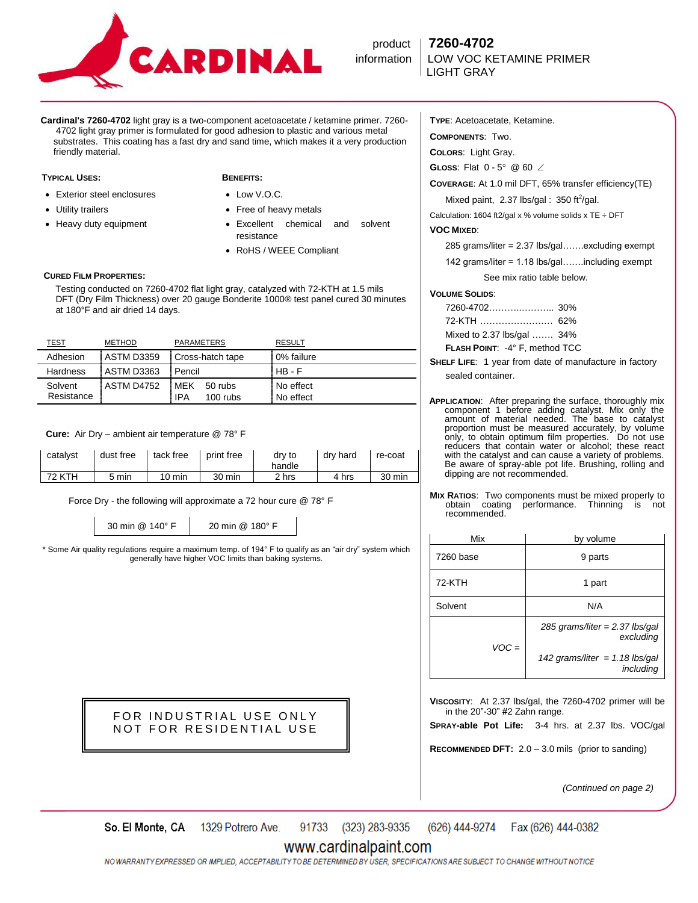# CARDINAL

product information

**7260-4702**
LOW VOC KETAMINE PRIMER
LIGHT GRAY

**Cardinal's 7260-4702** light gray is a two-component acetoacetate / ketamine primer. 7260-4702 light gray primer is formulated for good adhesion to plastic and various metal substrates. This coating has a fast dry and sand time, which makes it a very production friendly material.

### TYPICAL USES:

- Exterior steel enclosures
- Utility trailers
- Heavy duty equipment

### BENEFITS:

- Low V.O.C.
- Free of heavy metals
- Excellent chemical and solvent resistance
- RoHS / WEEE Compliant

### CURED FILM PROPERTIES:

Testing conducted on 7260-4702 flat light gray, catalyzed with 72-KTH at 1.5 mils DFT (Dry Film Thickness) over 20 gauge Bonderite 1000® test panel cured 30 minutes at 180°F and air dried 14 days.

| TEST | METHOD | PARAMETERS | RESULT |
|---|---|---|---|
| Adhesion | ASTM D3359 | Cross-hatch tape | 0% failure |
| Hardness | ASTM D3363 | Pencil | HB - F |
| Solvent Resistance | ASTM D4752 | MEK 50 rubs<br>IPA 100 rubs | No effect<br>No effect |

**Cure:** Air Dry – ambient air temperature @ 78° F

| catalyst | dust free | tack free | print free | dry to handle | dry hard | re-coat |
|---|---|---|---|---|---|---|
| 72 KTH | 5 min | 10 min | 30 min | 2 hrs | 4 hrs | 30 min |

Force Dry - the following will approximate a 72 hour cure @ 78° F

| 30 min @ 140° F | 20 min @ 180° F |
|---|---|

\* Some Air quality regulations require a maximum temp. of 194° F to qualify as an "air dry" system which generally have higher VOC limits than baking systems.

FOR INDUSTRIAL USE ONLY
NOT FOR RESIDENTIAL USE

**TYPE**: Acetoacetate, Ketamine.

**COMPONENTS**: Two.

**COLORS**: Light Gray.

**GLOSS**: Flat 0 - 5° @ 60 ∠

**COVERAGE**: At 1.0 mil DFT, 65% transfer efficiency(TE)

Mixed paint, 2.37 lbs/gal : 350 ft²/gal.

Calculation: 1604 ft2/gal x % volume solids x TE ÷ DFT

**VOC MIXED**:

285 grams/liter = 2.37 lbs/gal……excluding exempt

142 grams/liter = 1.18 lbs/gal……including exempt

See mix ratio table below.

**VOLUME SOLIDS**:

7260-4702…………………… 30%

72-KTH …………………… 62%

Mixed to 2.37 lbs/gal ……. 34%

**FLASH POINT**: -4° F, method TCC

**SHELF LIFE**: 1 year from date of manufacture in factory sealed container.

**APPLICATION**: After preparing the surface, thoroughly mix component 1 before adding catalyst. Mix only the amount of material needed. The base to catalyst proportion must be measured accurately, by volume only, to obtain optimum film properties. Do not use reducers that contain water or alcohol; these react with the catalyst and can cause a variety of problems. Be aware of spray-able pot life. Brushing, rolling and dipping are not recommended.

**MIX RATIOS**: Two components must be mixed properly to obtain coating performance. Thinning is not recommended.

| Mix | by volume |
|---|---|
| 7260 base | 9 parts |
| 72-KTH | 1 part |
| Solvent | N/A |
| *VOC =* | *285 grams/liter = 2.37 lbs/gal excluding*<br>*142 grams/liter = 1.18 lbs/gal including* |

**VISCOSITY**: At 2.37 lbs/gal, the 7260-4702 primer will be in the 20"-30" #2 Zahn range.

**SPRAY-able Pot Life:** 3-4 hrs. at 2.37 lbs. VOC/gal

**RECOMMENDED DFT:** 2.0 – 3.0 mils (prior to sanding)

*(Continued on page 2)*

So. El Monte, CA 1329 Potrero Ave. 91733 (323) 283-9335 (626) 444-9274 Fax (626) 444-0382

www.cardinalpaint.com

NO WARRANTY EXPRESSED OR IMPLIED, ACCEPTABILITY TO BE DETERMINED BY USER, SPECIFICATIONS ARE SUBJECT TO CHANGE WITHOUT NOTICE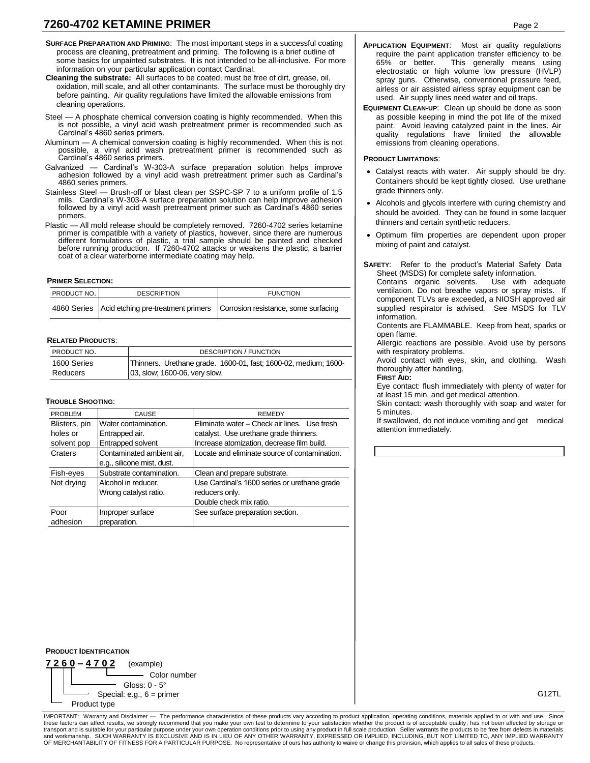**SURFACE PREPARATION AND PRIMING**: The most important steps in a successful coating process are cleaning, pretreatment and priming. The following is a brief outline of some basics for unpainted substrates. It is not intended to be all-inclusive. For more information on your particular application contact Cardinal.

**Cleaning the substrate:** All surfaces to be coated, must be free of dirt, grease, oil, oxidation, mill scale, and all other contaminants. The surface must be thoroughly dry before painting. Air quality regulations have limited the allowable emissions from cleaning operations.

Steel — A phosphate chemical conversion coating is highly recommended. When this is not possible, a vinyl acid wash pretreatment primer is recommended such as Cardinal's 4860 series primers.

Aluminum — A chemical conversion coating is highly recommended. When this is not possible, a vinyl acid wash pretreatment primer is recommended such as Cardinal's 4860 series primers.

Galvanized — Cardinal's W-303-A surface preparation solution helps improve adhesion followed by a vinyl acid wash pretreatment primer such as Cardinal's 4860 series primers.

Stainless Steel — Brush-off or blast clean per SSPC-SP 7 to a uniform profile of 1.5 mils. Cardinal's W-303-A surface preparation solution can help improve adhesion followed by a vinyl acid wash pretreatment primer such as Cardinal's 4860 series primers.

Plastic — All mold release should be completely removed. 7260-4702 series ketamine primer is compatible with a variety of plastics, however, since there are numerous different formulations of plastic, a trial sample should be painted and checked before running production. If 7260-4702 attacks or weakens the plastic, a barrier coat of a clear waterborne intermediate coating may help.

**PRIMER SELECTION:**

| PRODUCT NO. | DESCRIPTION | FUNCTION |
|---|---|---|
| 4860 Series | Acid etching pre-treatment primers | Corrosion resistance, some surfacing |

**RELATED PRODUCTS**:

| PRODUCT NO. | DESCRIPTION / FUNCTION |
|---|---|
| 1600 Series Reducers | Thinners. Urethane grade. 1600-01, fast; 1600-02, medium; 1600-03, slow; 1600-06, very slow. |

**TROUBLE SHOOTING**:

| PROBLEM | CAUSE | REMEDY |
|---|---|---|
| Blisters, pin holes or solvent pop | Water contamination. Entrapped air. Entrapped solvent | Eliminate water – Check air lines. Use fresh catalyst. Use urethane grade thinners. Increase atomization, decrease film build. |
| Craters | Contaminated ambient air, e.g., silicone mist, dust. | Locate and eliminate source of contamination. |
| Fish-eyes | Substrate contamination. | Clean and prepare substrate. |
| Not drying | Alcohol in reducer. Wrong catalyst ratio. | Use Cardinal's 1600 series or urethane grade reducers only. Double check mix ratio. |
| Poor adhesion | Improper surface preparation. | See surface preparation section. |

**PRODUCT IDENTIFICATION**

**7 2 6 0 – 4 7 0 2** (example)

- 4702 — Color number
- 0 — Gloss: 0 - 5°
- 6 — Special: e.g., 6 = primer
- 72 — Product type

**APPLICATION EQUIPMENT**: Most air quality regulations require the paint application transfer efficiency to be 65% or better. This generally means using electrostatic or high volume low pressure (HVLP) spray guns. Otherwise, conventional pressure feed, airless or air assisted airless spray equipment can be used. Air supply lines need water and oil traps.

**EQUIPMENT CLEAN-UP**: Clean up should be done as soon as possible keeping in mind the pot life of the mixed paint. Avoid leaving catalyzed paint in the lines. Air quality regulations have limited the allowable emissions from cleaning operations.

**PRODUCT LIMITATIONS**:

- Catalyst reacts with water. Air supply should be dry. Containers should be kept tightly closed. Use urethane grade thinners only.
- Alcohols and glycols interfere with curing chemistry and should be avoided. They can be found in some lacquer thinners and certain synthetic reducers.
- Optimum film properties are dependent upon proper mixing of paint and catalyst.

**SAFETY**: Refer to the product's Material Safety Data Sheet (MSDS) for complete safety information.

Contains organic solvents. Use with adequate ventilation. Do not breathe vapors or spray mists. If component TLVs are exceeded, a NIOSH approved air supplied respirator is advised. See MSDS for TLV information.

Contents are FLAMMABLE. Keep from heat, sparks or open flame.

Allergic reactions are possible. Avoid use by persons with respiratory problems.

Avoid contact with eyes, skin, and clothing. Wash thoroughly after handling.

**FIRST AID:**

Eye contact: flush immediately with plenty of water for at least 15 min. and get medical attention.

Skin contact: wash thoroughly with soap and water for 5 minutes.

If swallowed, do not induce vomiting and get medical attention immediately.

G12TL

IMPORTANT: Warranty and Disclaimer — The performance characteristics of these products vary according to product application, operating conditions, materials applied to or with and use. Since these factors can affect results, we strongly recommend that you make your own test to determine to your satisfaction whether the product is of acceptable quality, has not been affected by storage or transport and is suitable for your particular purpose under your own operation conditions prior to using any product in full scale production. Seller warrants the products to be free from defects in materials and workmanship. SUCH WARRANTY IS EXCLUSIVE AND IS IN LIEU OF ANY OTHER WARRANTY, EXPRESSED OR IMPLIED, INCLUDING, BUT NOT LIMITED TO, ANY IMPLIED WARRANTY OF MERCHANTABILITY OF FITNESS FOR A PARTICULAR PURPOSE. No representative of ours has authority to waive or change this provision, which applies to all sales of these products.